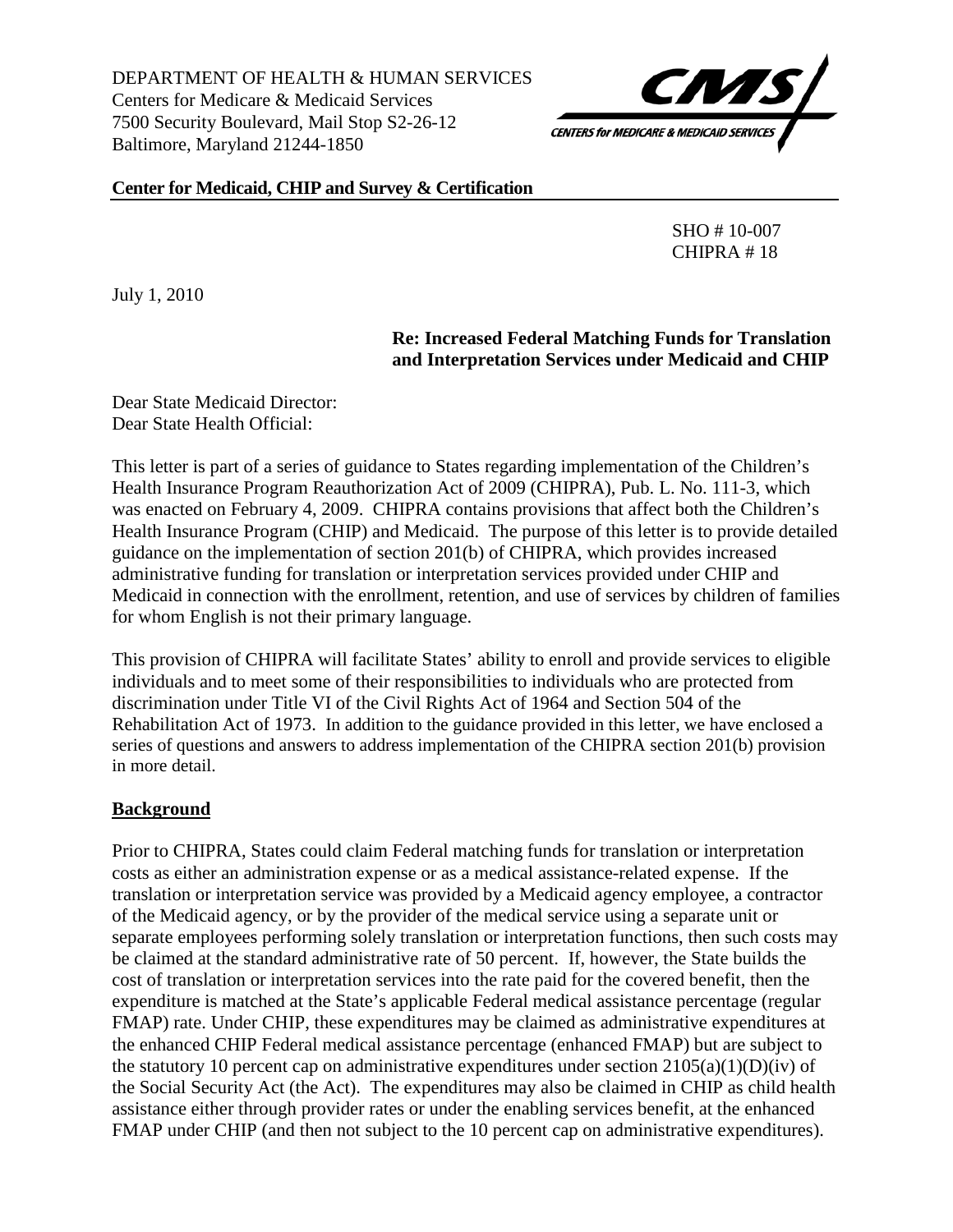DEPARTMENT OF HEALTH & HUMAN SERVICES
Centers for Medicare & Medicaid Services
7500 Security Boulevard, Mail Stop S2-26-12
Baltimore, Maryland 21244-1850

CMS
CENTERS for MEDICARE & MEDICAID SERVICES

**Center for Medicaid, CHIP and Survey & Certification**

SHO # 10-007
CHIPRA # 18

July 1, 2010

**Re: Increased Federal Matching Funds for Translation and Interpretation Services under Medicaid and CHIP**

Dear State Medicaid Director:
Dear State Health Official:

This letter is part of a series of guidance to States regarding implementation of the Children's Health Insurance Program Reauthorization Act of 2009 (CHIPRA), Pub. L. No. 111-3, which was enacted on February 4, 2009. CHIPRA contains provisions that affect both the Children's Health Insurance Program (CHIP) and Medicaid. The purpose of this letter is to provide detailed guidance on the implementation of section 201(b) of CHIPRA, which provides increased administrative funding for translation or interpretation services provided under CHIP and Medicaid in connection with the enrollment, retention, and use of services by children of families for whom English is not their primary language.

This provision of CHIPRA will facilitate States' ability to enroll and provide services to eligible individuals and to meet some of their responsibilities to individuals who are protected from discrimination under Title VI of the Civil Rights Act of 1964 and Section 504 of the Rehabilitation Act of 1973. In addition to the guidance provided in this letter, we have enclosed a series of questions and answers to address implementation of the CHIPRA section 201(b) provision in more detail.

## Background

Prior to CHIPRA, States could claim Federal matching funds for translation or interpretation costs as either an administration expense or as a medical assistance-related expense. If the translation or interpretation service was provided by a Medicaid agency employee, a contractor of the Medicaid agency, or by the provider of the medical service using a separate unit or separate employees performing solely translation or interpretation functions, then such costs may be claimed at the standard administrative rate of 50 percent. If, however, the State builds the cost of translation or interpretation services into the rate paid for the covered benefit, then the expenditure is matched at the State's applicable Federal medical assistance percentage (regular FMAP) rate. Under CHIP, these expenditures may be claimed as administrative expenditures at the enhanced CHIP Federal medical assistance percentage (enhanced FMAP) but are subject to the statutory 10 percent cap on administrative expenditures under section 2105(a)(1)(D)(iv) of the Social Security Act (the Act). The expenditures may also be claimed in CHIP as child health assistance either through provider rates or under the enabling services benefit, at the enhanced FMAP under CHIP (and then not subject to the 10 percent cap on administrative expenditures).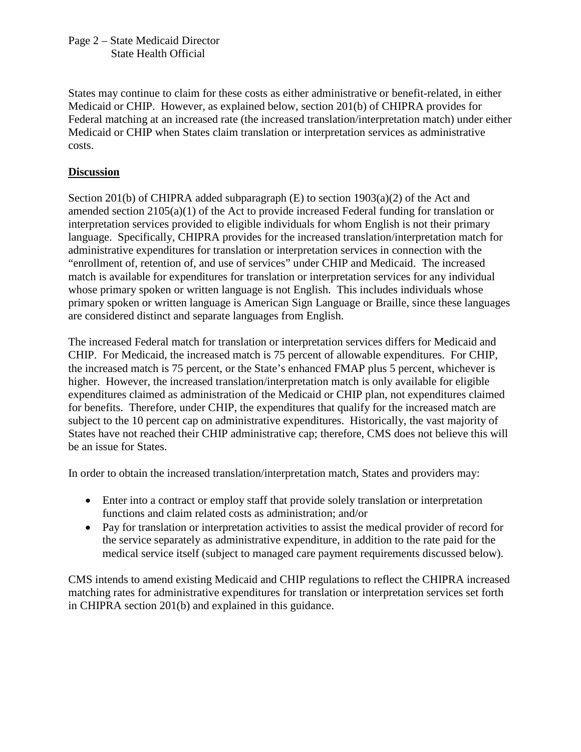States may continue to claim for these costs as either administrative or benefit-related, in either Medicaid or CHIP. However, as explained below, section 201(b) of CHIPRA provides for Federal matching at an increased rate (the increased translation/interpretation match) under either Medicaid or CHIP when States claim translation or interpretation services as administrative costs.

**Discussion**

Section 201(b) of CHIPRA added subparagraph (E) to section 1903(a)(2) of the Act and amended section 2105(a)(1) of the Act to provide increased Federal funding for translation or interpretation services provided to eligible individuals for whom English is not their primary language. Specifically, CHIPRA provides for the increased translation/interpretation match for administrative expenditures for translation or interpretation services in connection with the "enrollment of, retention of, and use of services" under CHIP and Medicaid. The increased match is available for expenditures for translation or interpretation services for any individual whose primary spoken or written language is not English. This includes individuals whose primary spoken or written language is American Sign Language or Braille, since these languages are considered distinct and separate languages from English.

The increased Federal match for translation or interpretation services differs for Medicaid and CHIP. For Medicaid, the increased match is 75 percent of allowable expenditures. For CHIP, the increased match is 75 percent, or the State's enhanced FMAP plus 5 percent, whichever is higher. However, the increased translation/interpretation match is only available for eligible expenditures claimed as administration of the Medicaid or CHIP plan, not expenditures claimed for benefits. Therefore, under CHIP, the expenditures that qualify for the increased match are subject to the 10 percent cap on administrative expenditures. Historically, the vast majority of States have not reached their CHIP administrative cap; therefore, CMS does not believe this will be an issue for States.

In order to obtain the increased translation/interpretation match, States and providers may:

- Enter into a contract or employ staff that provide solely translation or interpretation functions and claim related costs as administration; and/or
- Pay for translation or interpretation activities to assist the medical provider of record for the service separately as administrative expenditure, in addition to the rate paid for the medical service itself (subject to managed care payment requirements discussed below).

CMS intends to amend existing Medicaid and CHIP regulations to reflect the CHIPRA increased matching rates for administrative expenditures for translation or interpretation services set forth in CHIPRA section 201(b) and explained in this guidance.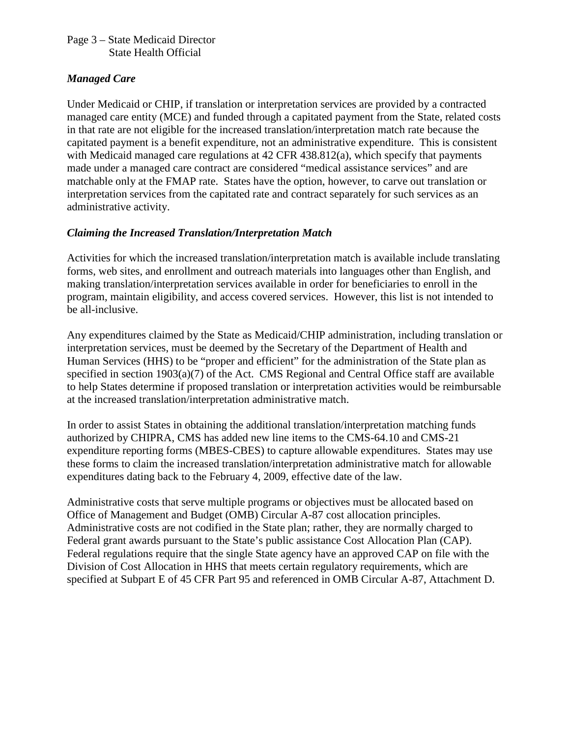### *Managed Care*

Under Medicaid or CHIP, if translation or interpretation services are provided by a contracted managed care entity (MCE) and funded through a capitated payment from the State, related costs in that rate are not eligible for the increased translation/interpretation match rate because the capitated payment is a benefit expenditure, not an administrative expenditure. This is consistent with Medicaid managed care regulations at 42 CFR 438.812(a), which specify that payments made under a managed care contract are considered "medical assistance services" and are matchable only at the FMAP rate. States have the option, however, to carve out translation or interpretation services from the capitated rate and contract separately for such services as an administrative activity.

### *Claiming the Increased Translation/Interpretation Match*

Activities for which the increased translation/interpretation match is available include translating forms, web sites, and enrollment and outreach materials into languages other than English, and making translation/interpretation services available in order for beneficiaries to enroll in the program, maintain eligibility, and access covered services. However, this list is not intended to be all-inclusive.

Any expenditures claimed by the State as Medicaid/CHIP administration, including translation or interpretation services, must be deemed by the Secretary of the Department of Health and Human Services (HHS) to be "proper and efficient" for the administration of the State plan as specified in section 1903(a)(7) of the Act. CMS Regional and Central Office staff are available to help States determine if proposed translation or interpretation activities would be reimbursable at the increased translation/interpretation administrative match.

In order to assist States in obtaining the additional translation/interpretation matching funds authorized by CHIPRA, CMS has added new line items to the CMS-64.10 and CMS-21 expenditure reporting forms (MBES-CBES) to capture allowable expenditures. States may use these forms to claim the increased translation/interpretation administrative match for allowable expenditures dating back to the February 4, 2009, effective date of the law.

Administrative costs that serve multiple programs or objectives must be allocated based on Office of Management and Budget (OMB) Circular A-87 cost allocation principles. Administrative costs are not codified in the State plan; rather, they are normally charged to Federal grant awards pursuant to the State's public assistance Cost Allocation Plan (CAP). Federal regulations require that the single State agency have an approved CAP on file with the Division of Cost Allocation in HHS that meets certain regulatory requirements, which are specified at Subpart E of 45 CFR Part 95 and referenced in OMB Circular A-87, Attachment D.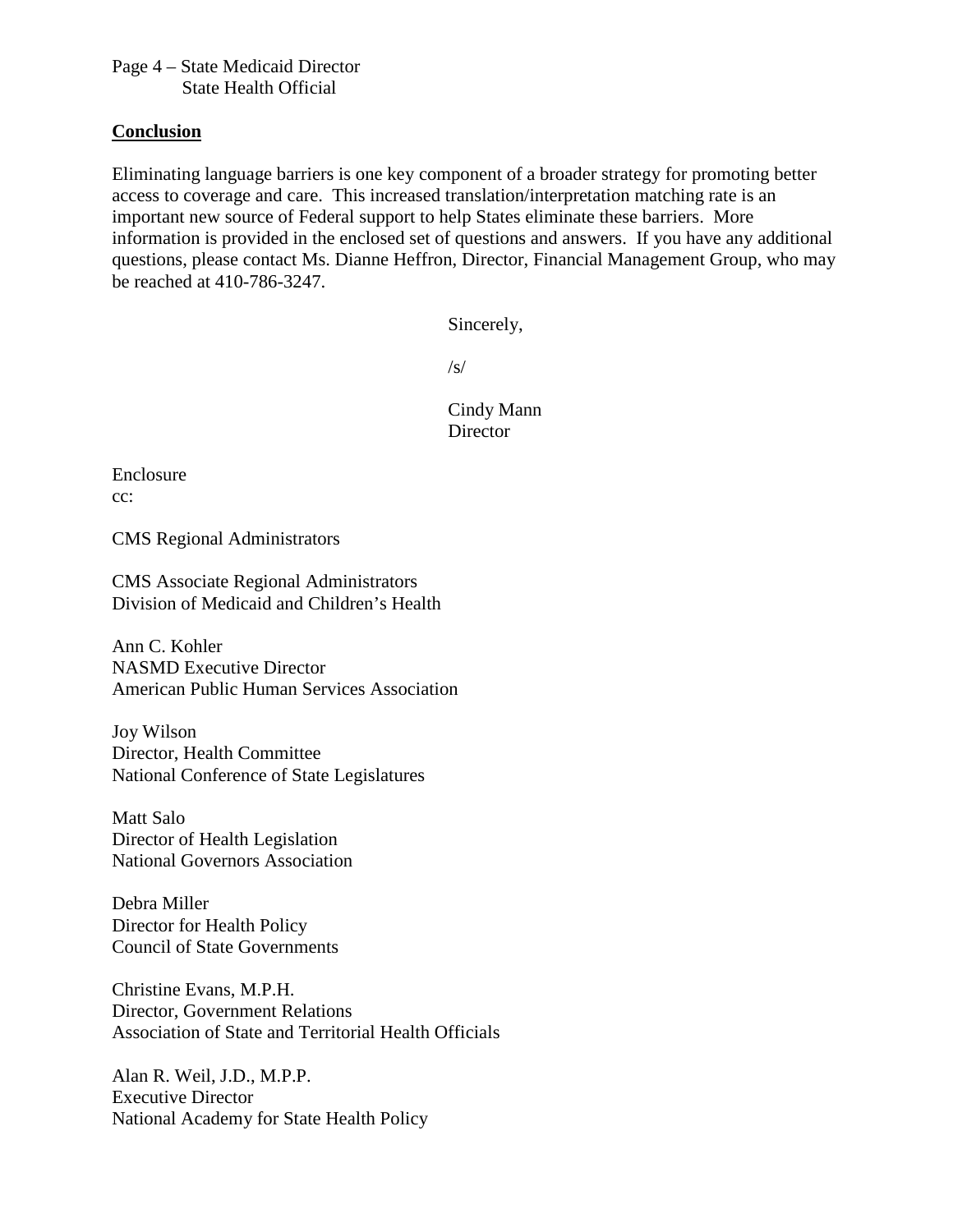## Conclusion

Eliminating language barriers is one key component of a broader strategy for promoting better access to coverage and care. This increased translation/interpretation matching rate is an important new source of Federal support to help States eliminate these barriers. More information is provided in the enclosed set of questions and answers. If you have any additional questions, please contact Ms. Dianne Heffron, Director, Financial Management Group, who may be reached at 410-786-3247.

Sincerely,

/s/

Cindy Mann
Director

Enclosure
cc:

CMS Regional Administrators

CMS Associate Regional Administrators
Division of Medicaid and Children's Health

Ann C. Kohler
NASMD Executive Director
American Public Human Services Association

Joy Wilson
Director, Health Committee
National Conference of State Legislatures

Matt Salo
Director of Health Legislation
National Governors Association

Debra Miller
Director for Health Policy
Council of State Governments

Christine Evans, M.P.H.
Director, Government Relations
Association of State and Territorial Health Officials

Alan R. Weil, J.D., M.P.P.
Executive Director
National Academy for State Health Policy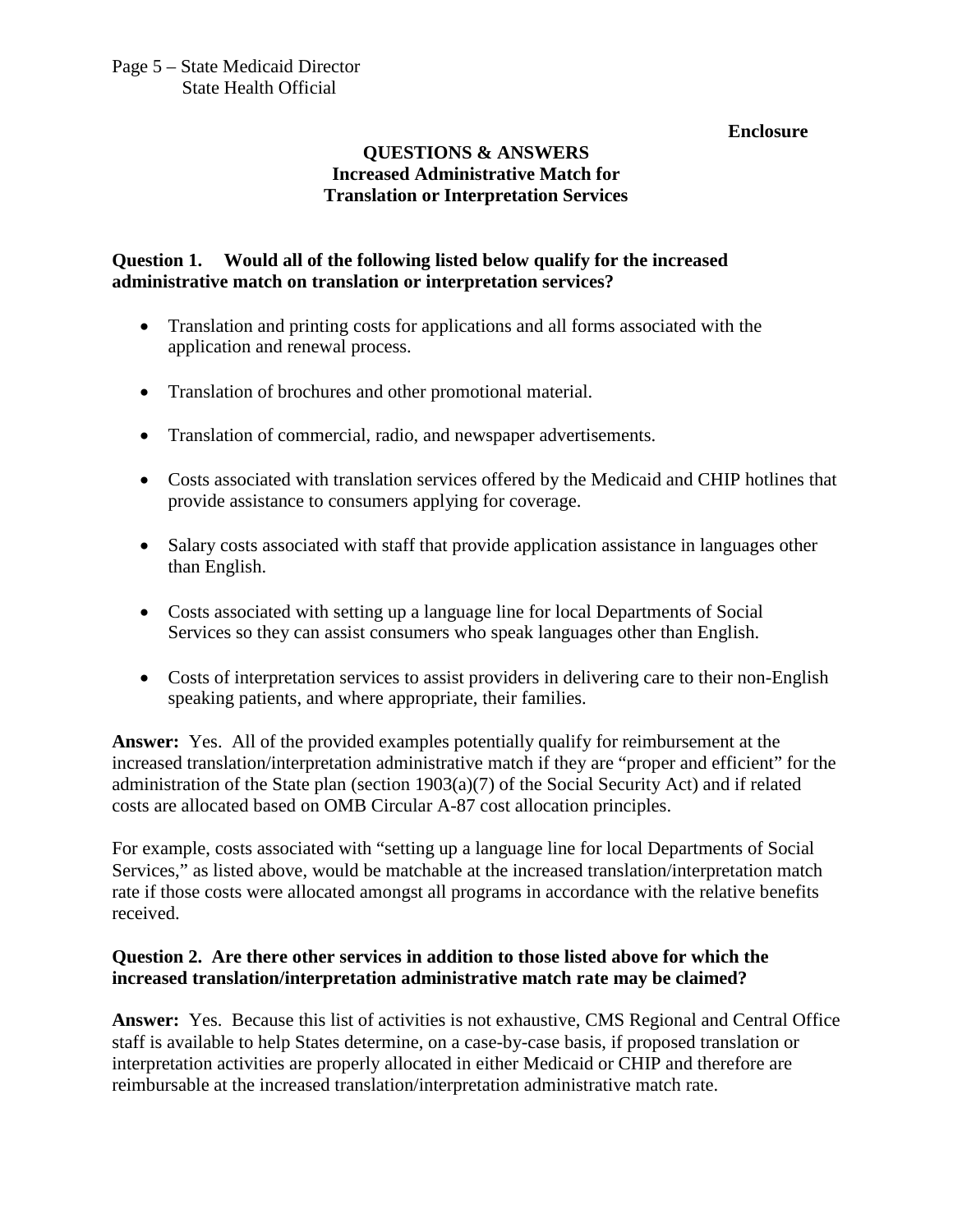**Enclosure**

## QUESTIONS & ANSWERS
## Increased Administrative Match for Translation or Interpretation Services

**Question 1. Would all of the following listed below qualify for the increased administrative match on translation or interpretation services?**

- Translation and printing costs for applications and all forms associated with the application and renewal process.
- Translation of brochures and other promotional material.
- Translation of commercial, radio, and newspaper advertisements.
- Costs associated with translation services offered by the Medicaid and CHIP hotlines that provide assistance to consumers applying for coverage.
- Salary costs associated with staff that provide application assistance in languages other than English.
- Costs associated with setting up a language line for local Departments of Social Services so they can assist consumers who speak languages other than English.
- Costs of interpretation services to assist providers in delivering care to their non-English speaking patients, and where appropriate, their families.

**Answer:** Yes. All of the provided examples potentially qualify for reimbursement at the increased translation/interpretation administrative match if they are "proper and efficient" for the administration of the State plan (section 1903(a)(7) of the Social Security Act) and if related costs are allocated based on OMB Circular A-87 cost allocation principles.

For example, costs associated with "setting up a language line for local Departments of Social Services," as listed above, would be matchable at the increased translation/interpretation match rate if those costs were allocated amongst all programs in accordance with the relative benefits received.

**Question 2. Are there other services in addition to those listed above for which the increased translation/interpretation administrative match rate may be claimed?**

**Answer:** Yes. Because this list of activities is not exhaustive, CMS Regional and Central Office staff is available to help States determine, on a case-by-case basis, if proposed translation or interpretation activities are properly allocated in either Medicaid or CHIP and therefore are reimbursable at the increased translation/interpretation administrative match rate.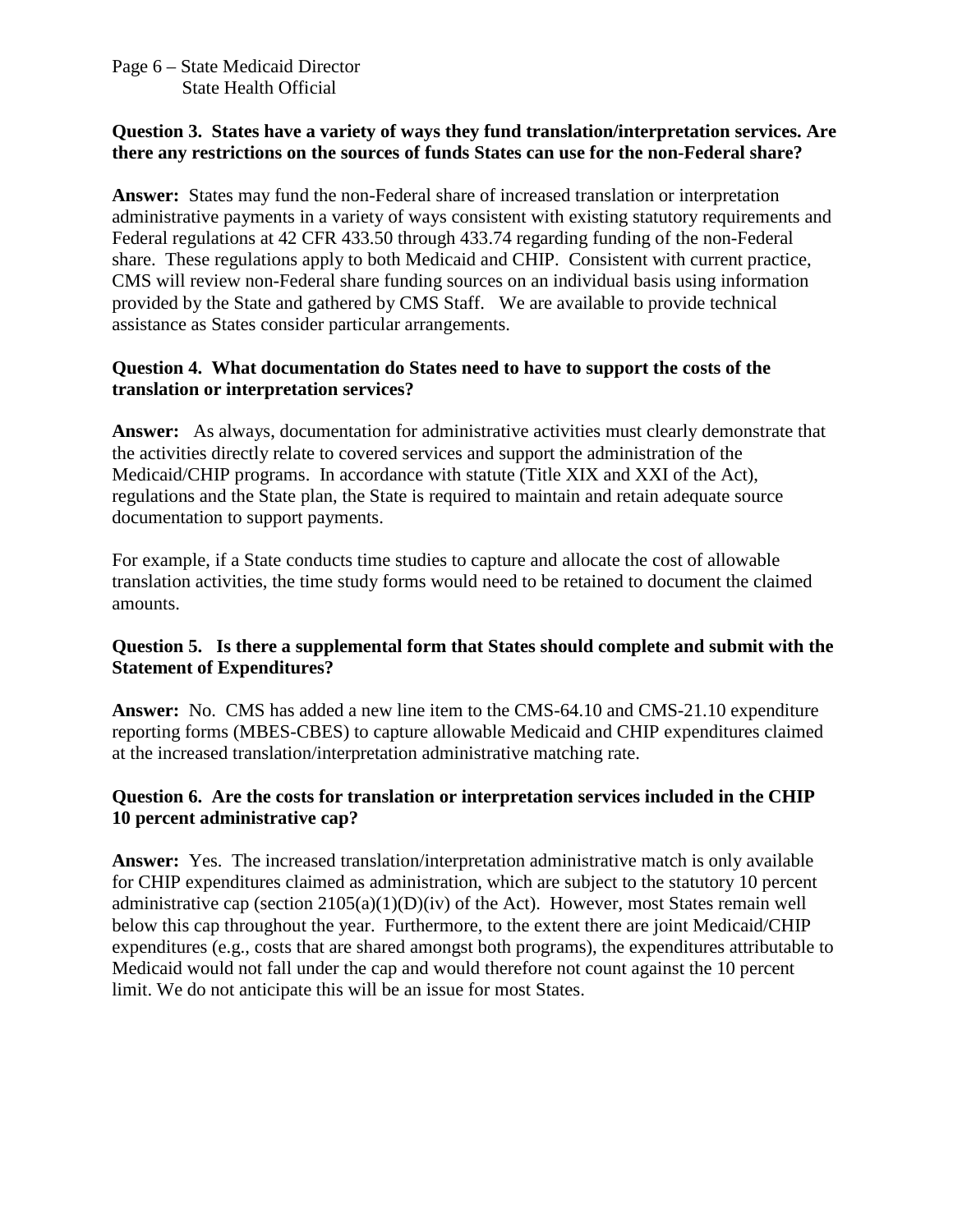**Question 3. States have a variety of ways they fund translation/interpretation services. Are there any restrictions on the sources of funds States can use for the non-Federal share?**

**Answer:** States may fund the non-Federal share of increased translation or interpretation administrative payments in a variety of ways consistent with existing statutory requirements and Federal regulations at 42 CFR 433.50 through 433.74 regarding funding of the non-Federal share. These regulations apply to both Medicaid and CHIP. Consistent with current practice, CMS will review non-Federal share funding sources on an individual basis using information provided by the State and gathered by CMS Staff. We are available to provide technical assistance as States consider particular arrangements.

**Question 4. What documentation do States need to have to support the costs of the translation or interpretation services?**

**Answer:** As always, documentation for administrative activities must clearly demonstrate that the activities directly relate to covered services and support the administration of the Medicaid/CHIP programs. In accordance with statute (Title XIX and XXI of the Act), regulations and the State plan, the State is required to maintain and retain adequate source documentation to support payments.

For example, if a State conducts time studies to capture and allocate the cost of allowable translation activities, the time study forms would need to be retained to document the claimed amounts.

**Question 5. Is there a supplemental form that States should complete and submit with the Statement of Expenditures?**

**Answer:** No. CMS has added a new line item to the CMS-64.10 and CMS-21.10 expenditure reporting forms (MBES-CBES) to capture allowable Medicaid and CHIP expenditures claimed at the increased translation/interpretation administrative matching rate.

**Question 6. Are the costs for translation or interpretation services included in the CHIP 10 percent administrative cap?**

**Answer:** Yes. The increased translation/interpretation administrative match is only available for CHIP expenditures claimed as administration, which are subject to the statutory 10 percent administrative cap (section 2105(a)(1)(D)(iv) of the Act). However, most States remain well below this cap throughout the year. Furthermore, to the extent there are joint Medicaid/CHIP expenditures (e.g., costs that are shared amongst both programs), the expenditures attributable to Medicaid would not fall under the cap and would therefore not count against the 10 percent limit. We do not anticipate this will be an issue for most States.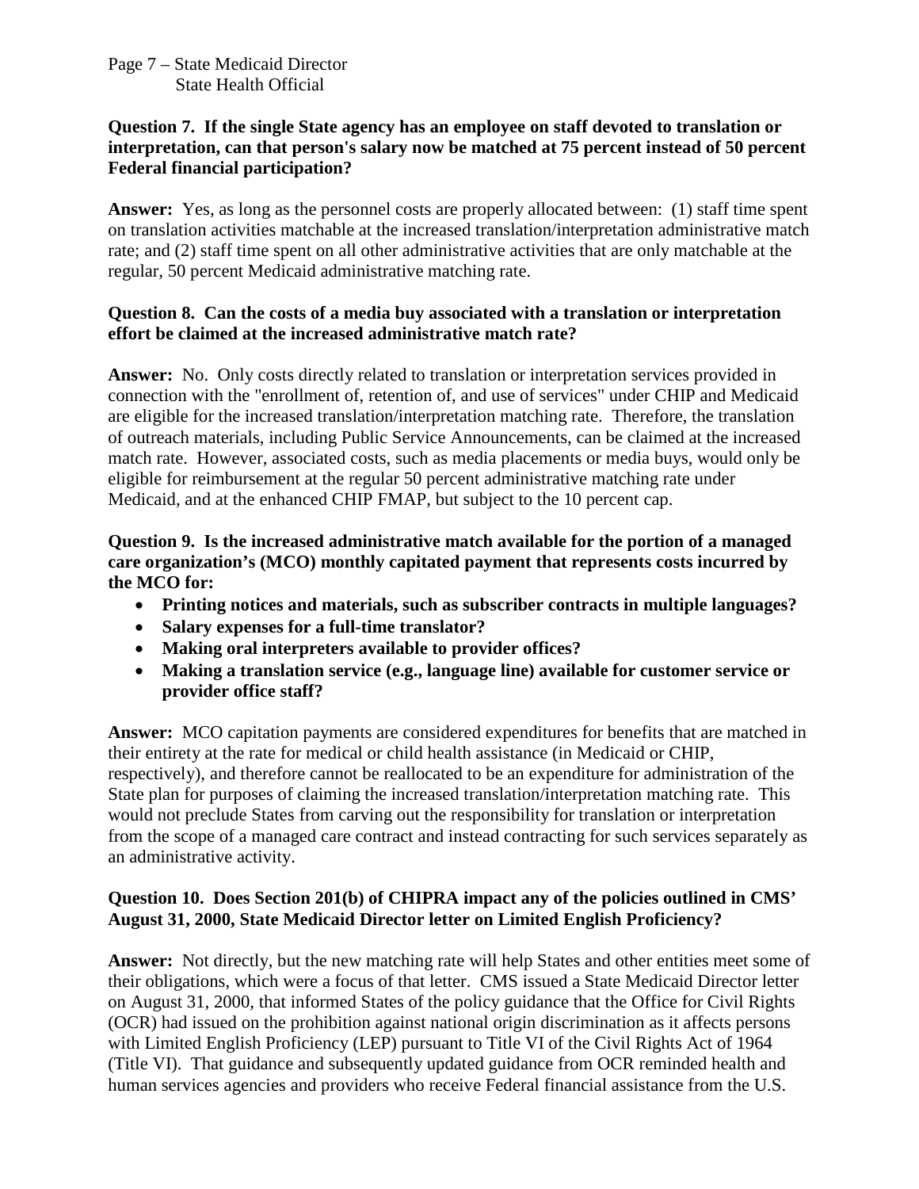**Question 7. If the single State agency has an employee on staff devoted to translation or interpretation, can that person's salary now be matched at 75 percent instead of 50 percent Federal financial participation?**

**Answer:** Yes, as long as the personnel costs are properly allocated between: (1) staff time spent on translation activities matchable at the increased translation/interpretation administrative match rate; and (2) staff time spent on all other administrative activities that are only matchable at the regular, 50 percent Medicaid administrative matching rate.

**Question 8. Can the costs of a media buy associated with a translation or interpretation effort be claimed at the increased administrative match rate?**

**Answer:** No. Only costs directly related to translation or interpretation services provided in connection with the "enrollment of, retention of, and use of services" under CHIP and Medicaid are eligible for the increased translation/interpretation matching rate. Therefore, the translation of outreach materials, including Public Service Announcements, can be claimed at the increased match rate. However, associated costs, such as media placements or media buys, would only be eligible for reimbursement at the regular 50 percent administrative matching rate under Medicaid, and at the enhanced CHIP FMAP, but subject to the 10 percent cap.

**Question 9. Is the increased administrative match available for the portion of a managed care organization's (MCO) monthly capitated payment that represents costs incurred by the MCO for:**

- **Printing notices and materials, such as subscriber contracts in multiple languages?**
- **Salary expenses for a full-time translator?**
- **Making oral interpreters available to provider offices?**
- **Making a translation service (e.g., language line) available for customer service or provider office staff?**

**Answer:** MCO capitation payments are considered expenditures for benefits that are matched in their entirety at the rate for medical or child health assistance (in Medicaid or CHIP, respectively), and therefore cannot be reallocated to be an expenditure for administration of the State plan for purposes of claiming the increased translation/interpretation matching rate. This would not preclude States from carving out the responsibility for translation or interpretation from the scope of a managed care contract and instead contracting for such services separately as an administrative activity.

**Question 10. Does Section 201(b) of CHIPRA impact any of the policies outlined in CMS' August 31, 2000, State Medicaid Director letter on Limited English Proficiency?**

**Answer:** Not directly, but the new matching rate will help States and other entities meet some of their obligations, which were a focus of that letter. CMS issued a State Medicaid Director letter on August 31, 2000, that informed States of the policy guidance that the Office for Civil Rights (OCR) had issued on the prohibition against national origin discrimination as it affects persons with Limited English Proficiency (LEP) pursuant to Title VI of the Civil Rights Act of 1964 (Title VI). That guidance and subsequently updated guidance from OCR reminded health and human services agencies and providers who receive Federal financial assistance from the U.S.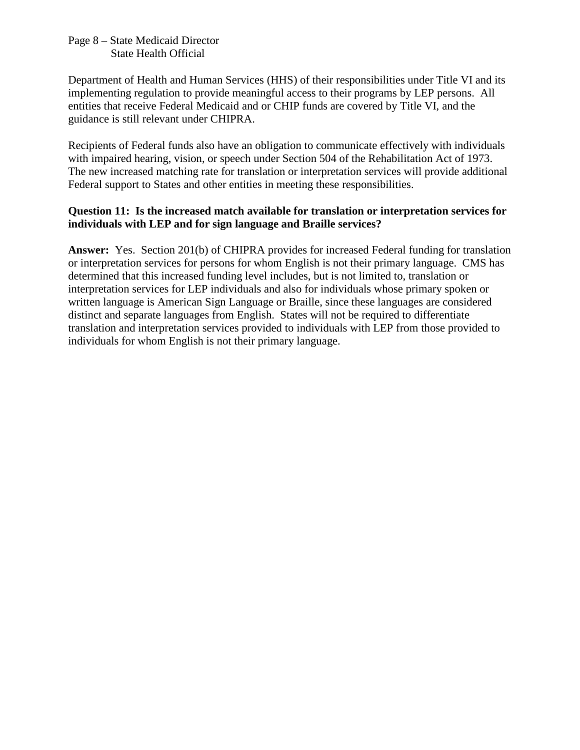Department of Health and Human Services (HHS) of their responsibilities under Title VI and its implementing regulation to provide meaningful access to their programs by LEP persons. All entities that receive Federal Medicaid and or CHIP funds are covered by Title VI, and the guidance is still relevant under CHIPRA.

Recipients of Federal funds also have an obligation to communicate effectively with individuals with impaired hearing, vision, or speech under Section 504 of the Rehabilitation Act of 1973. The new increased matching rate for translation or interpretation services will provide additional Federal support to States and other entities in meeting these responsibilities.

**Question 11: Is the increased match available for translation or interpretation services for individuals with LEP and for sign language and Braille services?**

**Answer:** Yes. Section 201(b) of CHIPRA provides for increased Federal funding for translation or interpretation services for persons for whom English is not their primary language. CMS has determined that this increased funding level includes, but is not limited to, translation or interpretation services for LEP individuals and also for individuals whose primary spoken or written language is American Sign Language or Braille, since these languages are considered distinct and separate languages from English. States will not be required to differentiate translation and interpretation services provided to individuals with LEP from those provided to individuals for whom English is not their primary language.